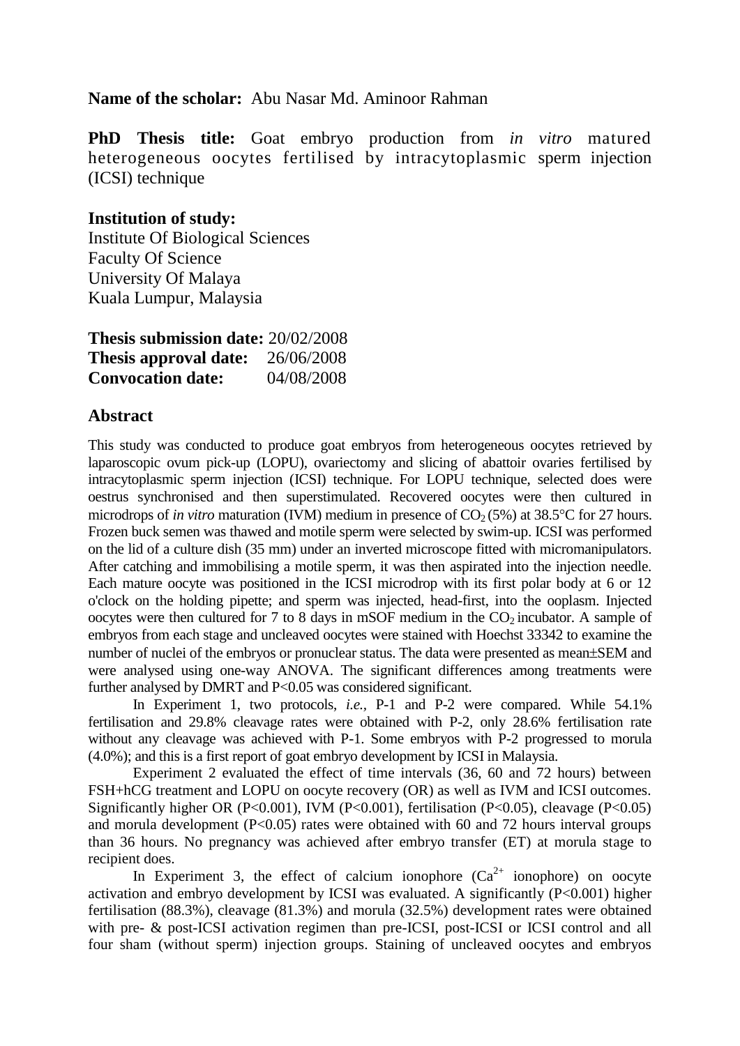**Name of the scholar:** Abu Nasar Md. Aminoor Rahman

**PhD Thesis title:** Goat embryo production from *in vitro* matured heterogeneous oocytes fertilised by intracytoplasmic sperm injection (ICSI) technique

**Institution of study:**
Institute Of Biological Sciences
Faculty Of Science
University Of Malaya
Kuala Lumpur, Malaysia

**Thesis submission date:** 20/02/2008
**Thesis approval date:** 26/06/2008
**Convocation date:** 04/08/2008

## Abstract

This study was conducted to produce goat embryos from heterogeneous oocytes retrieved by laparoscopic ovum pick-up (LOPU), ovariectomy and slicing of abattoir ovaries fertilised by intracytoplasmic sperm injection (ICSI) technique. For LOPU technique, selected does were oestrus synchronised and then superstimulated. Recovered oocytes were then cultured in microdrops of *in vitro* maturation (IVM) medium in presence of $CO_2$ (5%) at 38.5°C for 27 hours. Frozen buck semen was thawed and motile sperm were selected by swim-up. ICSI was performed on the lid of a culture dish (35 mm) under an inverted microscope fitted with micromanipulators. After catching and immobilising a motile sperm, it was then aspirated into the injection needle. Each mature oocyte was positioned in the ICSI microdrop with its first polar body at 6 or 12 o'clock on the holding pipette; and sperm was injected, head-first, into the ooplasm. Injected oocytes were then cultured for 7 to 8 days in mSOF medium in the $CO_2$ incubator. A sample of embryos from each stage and uncleaved oocytes were stained with Hoechst 33342 to examine the number of nuclei of the embryos or pronuclear status. The data were presented as mean±SEM and were analysed using one-way ANOVA. The significant differences among treatments were further analysed by DMRT and $P<0.05$ was considered significant.

In Experiment 1, two protocols, *i.e.,* P-1 and P-2 were compared. While 54.1% fertilisation and 29.8% cleavage rates were obtained with P-2, only 28.6% fertilisation rate without any cleavage was achieved with P-1. Some embryos with P-2 progressed to morula (4.0%); and this is a first report of goat embryo development by ICSI in Malaysia.

Experiment 2 evaluated the effect of time intervals (36, 60 and 72 hours) between FSH+hCG treatment and LOPU on oocyte recovery (OR) as well as IVM and ICSI outcomes. Significantly higher OR ($P<0.001$), IVM ($P<0.001$), fertilisation ($P<0.05$), cleavage ($P<0.05$) and morula development ($P<0.05$) rates were obtained with 60 and 72 hours interval groups than 36 hours. No pregnancy was achieved after embryo transfer (ET) at morula stage to recipient does.

In Experiment 3, the effect of calcium ionophore ($Ca^{2+}$ ionophore) on oocyte activation and embryo development by ICSI was evaluated. A significantly ($P<0.001$) higher fertilisation (88.3%), cleavage (81.3%) and morula (32.5%) development rates were obtained with pre- & post-ICSI activation regimen than pre-ICSI, post-ICSI or ICSI control and all four sham (without sperm) injection groups. Staining of uncleaved oocytes and embryos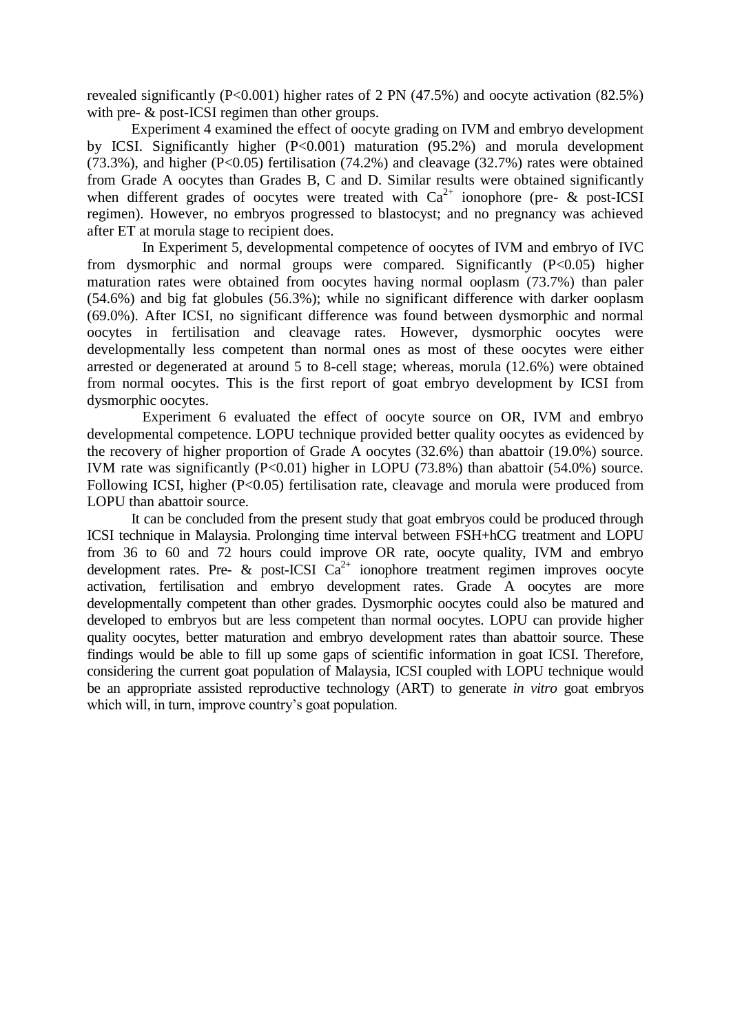revealed significantly ($P<0.001$) higher rates of 2 PN (47.5%) and oocyte activation (82.5%) with pre- & post-ICSI regimen than other groups.

Experiment 4 examined the effect of oocyte grading on IVM and embryo development by ICSI. Significantly higher ($P<0.001$) maturation (95.2%) and morula development (73.3%), and higher ($P<0.05$) fertilisation (74.2%) and cleavage (32.7%) rates were obtained from Grade A oocytes than Grades B, C and D. Similar results were obtained significantly when different grades of oocytes were treated with $Ca^{2+}$ ionophore (pre- & post-ICSI regimen). However, no embryos progressed to blastocyst; and no pregnancy was achieved after ET at morula stage to recipient does.

In Experiment 5, developmental competence of oocytes of IVM and embryo of IVC from dysmorphic and normal groups were compared. Significantly ($P<0.05$) higher maturation rates were obtained from oocytes having normal ooplasm (73.7%) than paler (54.6%) and big fat globules (56.3%); while no significant difference with darker ooplasm (69.0%). After ICSI, no significant difference was found between dysmorphic and normal oocytes in fertilisation and cleavage rates. However, dysmorphic oocytes were developmentally less competent than normal ones as most of these oocytes were either arrested or degenerated at around 5 to 8-cell stage; whereas, morula (12.6%) were obtained from normal oocytes. This is the first report of goat embryo development by ICSI from dysmorphic oocytes.

Experiment 6 evaluated the effect of oocyte source on OR, IVM and embryo developmental competence. LOPU technique provided better quality oocytes as evidenced by the recovery of higher proportion of Grade A oocytes (32.6%) than abattoir (19.0%) source. IVM rate was significantly ($P<0.01$) higher in LOPU (73.8%) than abattoir (54.0%) source. Following ICSI, higher ($P<0.05$) fertilisation rate, cleavage and morula were produced from LOPU than abattoir source.

It can be concluded from the present study that goat embryos could be produced through ICSI technique in Malaysia. Prolonging time interval between FSH+hCG treatment and LOPU from 36 to 60 and 72 hours could improve OR rate, oocyte quality, IVM and embryo development rates. Pre- & post-ICSI $Ca^{2+}$ ionophore treatment regimen improves oocyte activation, fertilisation and embryo development rates. Grade A oocytes are more developmentally competent than other grades. Dysmorphic oocytes could also be matured and developed to embryos but are less competent than normal oocytes. LOPU can provide higher quality oocytes, better maturation and embryo development rates than abattoir source. These findings would be able to fill up some gaps of scientific information in goat ICSI. Therefore, considering the current goat population of Malaysia, ICSI coupled with LOPU technique would be an appropriate assisted reproductive technology (ART) to generate *in vitro* goat embryos which will, in turn, improve country's goat population.